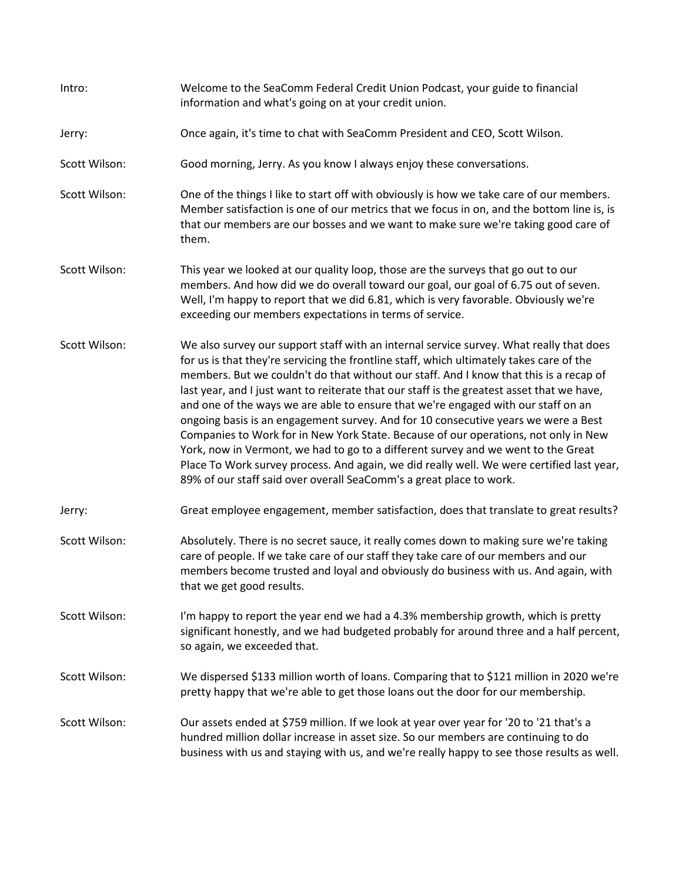Intro: Welcome to the SeaComm Federal Credit Union Podcast, your guide to financial information and what's going on at your credit union.

Jerry: Once again, it's time to chat with SeaComm President and CEO, Scott Wilson.

Scott Wilson: Good morning, Jerry. As you know I always enjoy these conversations.

Scott Wilson: One of the things I like to start off with obviously is how we take care of our members. Member satisfaction is one of our metrics that we focus in on, and the bottom line is, is that our members are our bosses and we want to make sure we're taking good care of them.

Scott Wilson: This year we looked at our quality loop, those are the surveys that go out to our members. And how did we do overall toward our goal, our goal of 6.75 out of seven. Well, I'm happy to report that we did 6.81, which is very favorable. Obviously we're exceeding our members expectations in terms of service.

Scott Wilson: We also survey our support staff with an internal service survey. What really that does for us is that they're servicing the frontline staff, which ultimately takes care of the members. But we couldn't do that without our staff. And I know that this is a recap of last year, and I just want to reiterate that our staff is the greatest asset that we have, and one of the ways we are able to ensure that we're engaged with our staff on an ongoing basis is an engagement survey. And for 10 consecutive years we were a Best Companies to Work for in New York State. Because of our operations, not only in New York, now in Vermont, we had to go to a different survey and we went to the Great Place To Work survey process. And again, we did really well. We were certified last year, 89% of our staff said over overall SeaComm's a great place to work.

Jerry: Great employee engagement, member satisfaction, does that translate to great results?

Scott Wilson: Absolutely. There is no secret sauce, it really comes down to making sure we're taking care of people. If we take care of our staff they take care of our members and our members become trusted and loyal and obviously do business with us. And again, with that we get good results.

Scott Wilson: I'm happy to report the year end we had a 4.3% membership growth, which is pretty significant honestly, and we had budgeted probably for around three and a half percent, so again, we exceeded that.

Scott Wilson: We dispersed $133 million worth of loans. Comparing that to $121 million in 2020 we're pretty happy that we're able to get those loans out the door for our membership.

Scott Wilson: Our assets ended at $759 million. If we look at year over year for '20 to '21 that's a hundred million dollar increase in asset size. So our members are continuing to do business with us and staying with us, and we're really happy to see those results as well.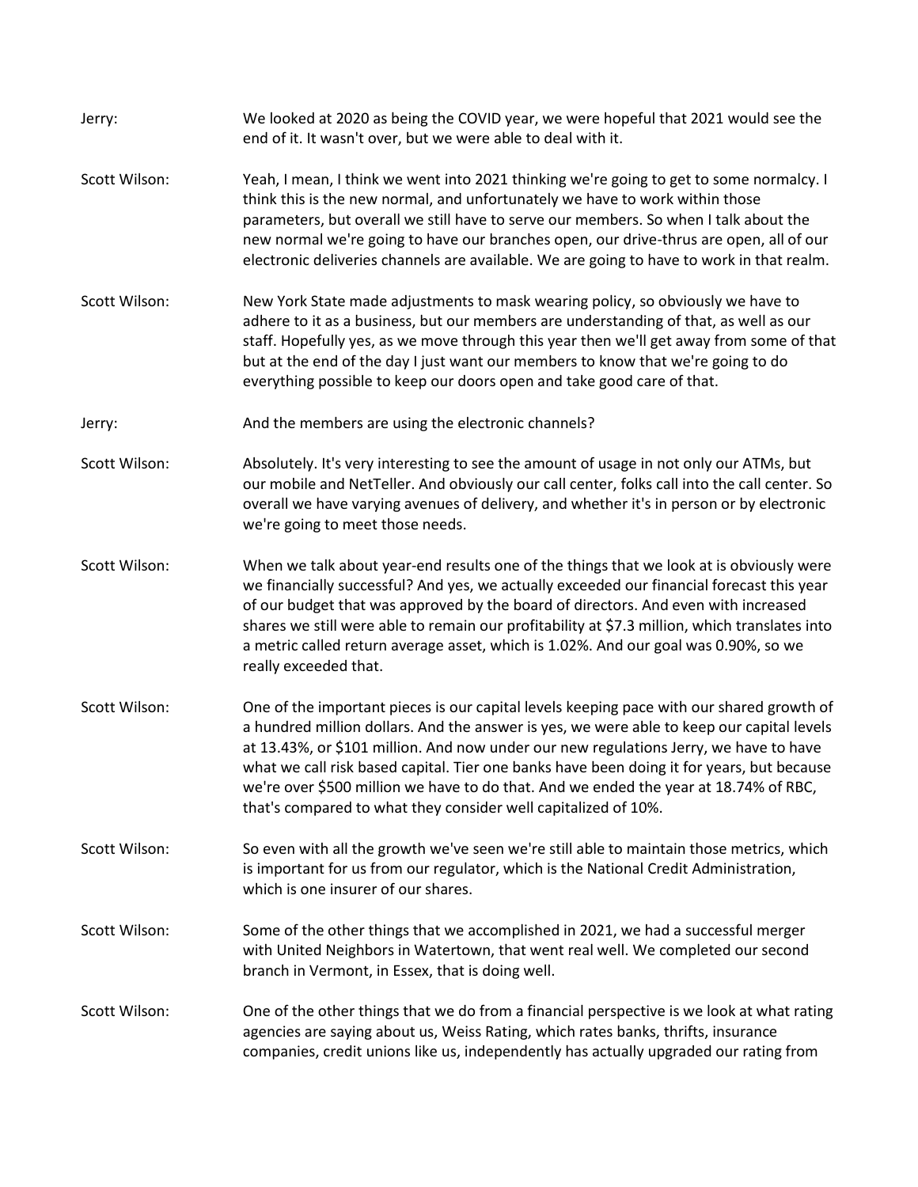Jerry: We looked at 2020 as being the COVID year, we were hopeful that 2021 would see the end of it. It wasn't over, but we were able to deal with it.

Scott Wilson: Yeah, I mean, I think we went into 2021 thinking we're going to get to some normalcy. I think this is the new normal, and unfortunately we have to work within those parameters, but overall we still have to serve our members. So when I talk about the new normal we're going to have our branches open, our drive-thrus are open, all of our electronic deliveries channels are available. We are going to have to work in that realm.

Scott Wilson: New York State made adjustments to mask wearing policy, so obviously we have to adhere to it as a business, but our members are understanding of that, as well as our staff. Hopefully yes, as we move through this year then we'll get away from some of that but at the end of the day I just want our members to know that we're going to do everything possible to keep our doors open and take good care of that.

Jerry: And the members are using the electronic channels?

Scott Wilson: Absolutely. It's very interesting to see the amount of usage in not only our ATMs, but our mobile and NetTeller. And obviously our call center, folks call into the call center. So overall we have varying avenues of delivery, and whether it's in person or by electronic we're going to meet those needs.

Scott Wilson: When we talk about year-end results one of the things that we look at is obviously were we financially successful? And yes, we actually exceeded our financial forecast this year of our budget that was approved by the board of directors. And even with increased shares we still were able to remain our profitability at $7.3 million, which translates into a metric called return average asset, which is 1.02%. And our goal was 0.90%, so we really exceeded that.

Scott Wilson: One of the important pieces is our capital levels keeping pace with our shared growth of a hundred million dollars. And the answer is yes, we were able to keep our capital levels at 13.43%, or $101 million. And now under our new regulations Jerry, we have to have what we call risk based capital. Tier one banks have been doing it for years, but because we're over $500 million we have to do that. And we ended the year at 18.74% of RBC, that's compared to what they consider well capitalized of 10%.

Scott Wilson: So even with all the growth we've seen we're still able to maintain those metrics, which is important for us from our regulator, which is the National Credit Administration, which is one insurer of our shares.

Scott Wilson: Some of the other things that we accomplished in 2021, we had a successful merger with United Neighbors in Watertown, that went real well. We completed our second branch in Vermont, in Essex, that is doing well.

Scott Wilson: One of the other things that we do from a financial perspective is we look at what rating agencies are saying about us, Weiss Rating, which rates banks, thrifts, insurance companies, credit unions like us, independently has actually upgraded our rating from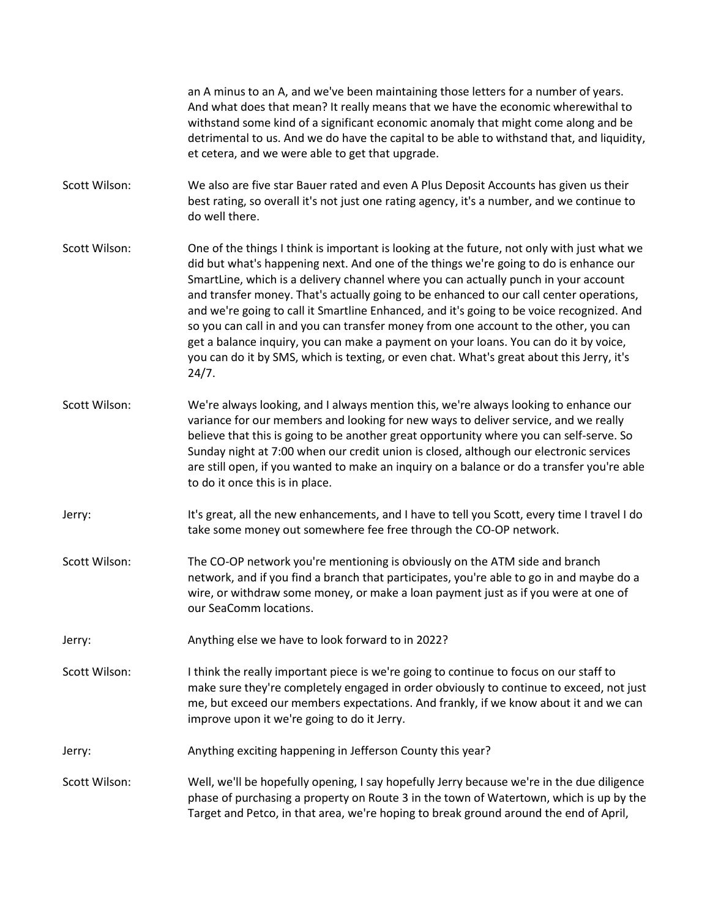an A minus to an A, and we've been maintaining those letters for a number of years. And what does that mean? It really means that we have the economic wherewithal to withstand some kind of a significant economic anomaly that might come along and be detrimental to us. And we do have the capital to be able to withstand that, and liquidity, et cetera, and we were able to get that upgrade.

Scott Wilson: We also are five star Bauer rated and even A Plus Deposit Accounts has given us their best rating, so overall it's not just one rating agency, it's a number, and we continue to do well there.

Scott Wilson: One of the things I think is important is looking at the future, not only with just what we did but what's happening next. And one of the things we're going to do is enhance our SmartLine, which is a delivery channel where you can actually punch in your account and transfer money. That's actually going to be enhanced to our call center operations, and we're going to call it Smartline Enhanced, and it's going to be voice recognized. And so you can call in and you can transfer money from one account to the other, you can get a balance inquiry, you can make a payment on your loans. You can do it by voice, you can do it by SMS, which is texting, or even chat. What's great about this Jerry, it's 24/7.

Scott Wilson: We're always looking, and I always mention this, we're always looking to enhance our variance for our members and looking for new ways to deliver service, and we really believe that this is going to be another great opportunity where you can self-serve. So Sunday night at 7:00 when our credit union is closed, although our electronic services are still open, if you wanted to make an inquiry on a balance or do a transfer you're able to do it once this is in place.

Jerry: It's great, all the new enhancements, and I have to tell you Scott, every time I travel I do take some money out somewhere fee free through the CO-OP network.

Scott Wilson: The CO-OP network you're mentioning is obviously on the ATM side and branch network, and if you find a branch that participates, you're able to go in and maybe do a wire, or withdraw some money, or make a loan payment just as if you were at one of our SeaComm locations.

Jerry: Anything else we have to look forward to in 2022?

Scott Wilson: I think the really important piece is we're going to continue to focus on our staff to make sure they're completely engaged in order obviously to continue to exceed, not just me, but exceed our members expectations. And frankly, if we know about it and we can improve upon it we're going to do it Jerry.

Jerry: Anything exciting happening in Jefferson County this year?

Scott Wilson: Well, we'll be hopefully opening, I say hopefully Jerry because we're in the due diligence phase of purchasing a property on Route 3 in the town of Watertown, which is up by the Target and Petco, in that area, we're hoping to break ground around the end of April,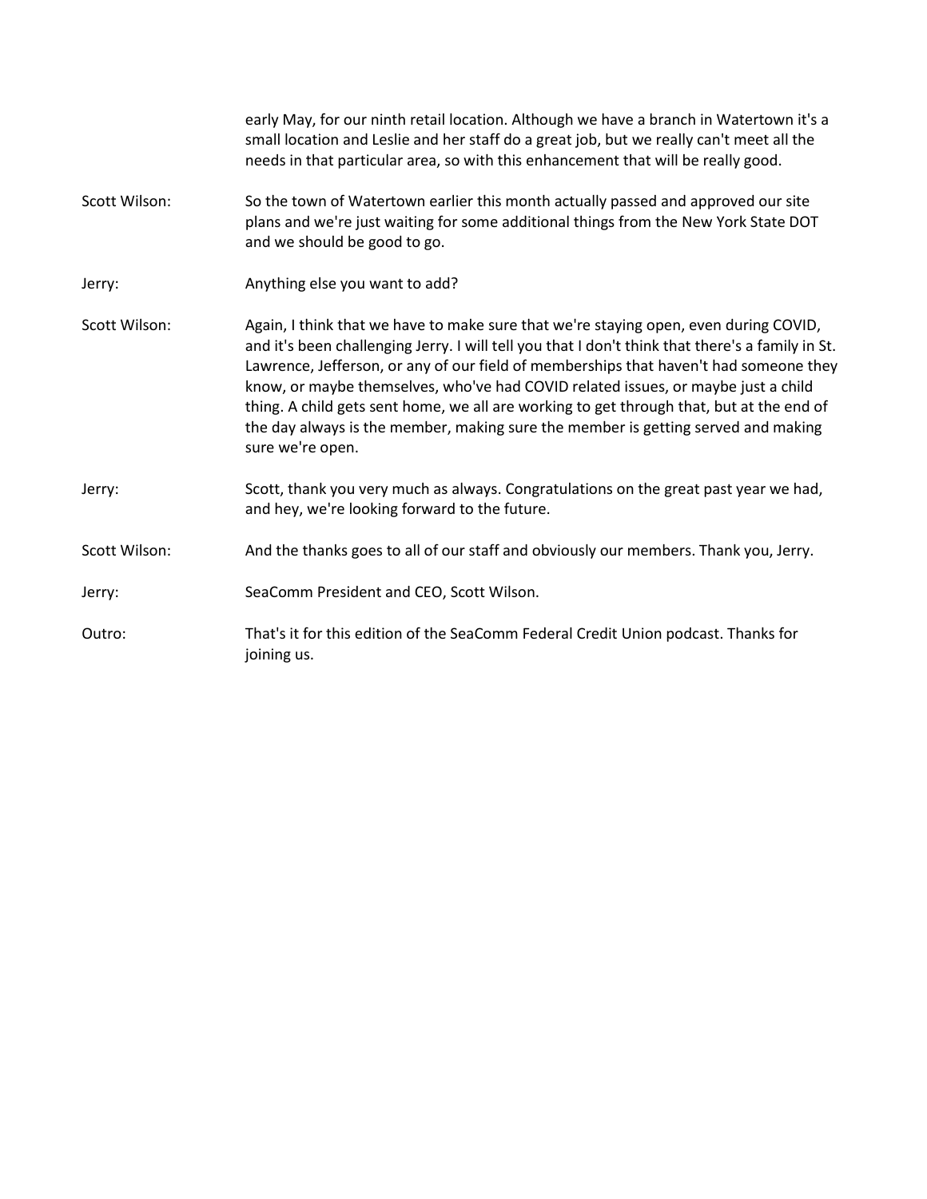early May, for our ninth retail location. Although we have a branch in Watertown it's a small location and Leslie and her staff do a great job, but we really can't meet all the needs in that particular area, so with this enhancement that will be really good.

Scott Wilson: So the town of Watertown earlier this month actually passed and approved our site plans and we're just waiting for some additional things from the New York State DOT and we should be good to go.

Jerry: Anything else you want to add?

Scott Wilson: Again, I think that we have to make sure that we're staying open, even during COVID, and it's been challenging Jerry. I will tell you that I don't think that there's a family in St. Lawrence, Jefferson, or any of our field of memberships that haven't had someone they know, or maybe themselves, who've had COVID related issues, or maybe just a child thing. A child gets sent home, we all are working to get through that, but at the end of the day always is the member, making sure the member is getting served and making sure we're open.

Jerry: Scott, thank you very much as always. Congratulations on the great past year we had, and hey, we're looking forward to the future.

Scott Wilson: And the thanks goes to all of our staff and obviously our members. Thank you, Jerry.

Jerry: SeaComm President and CEO, Scott Wilson.

Outro: That's it for this edition of the SeaComm Federal Credit Union podcast. Thanks for joining us.